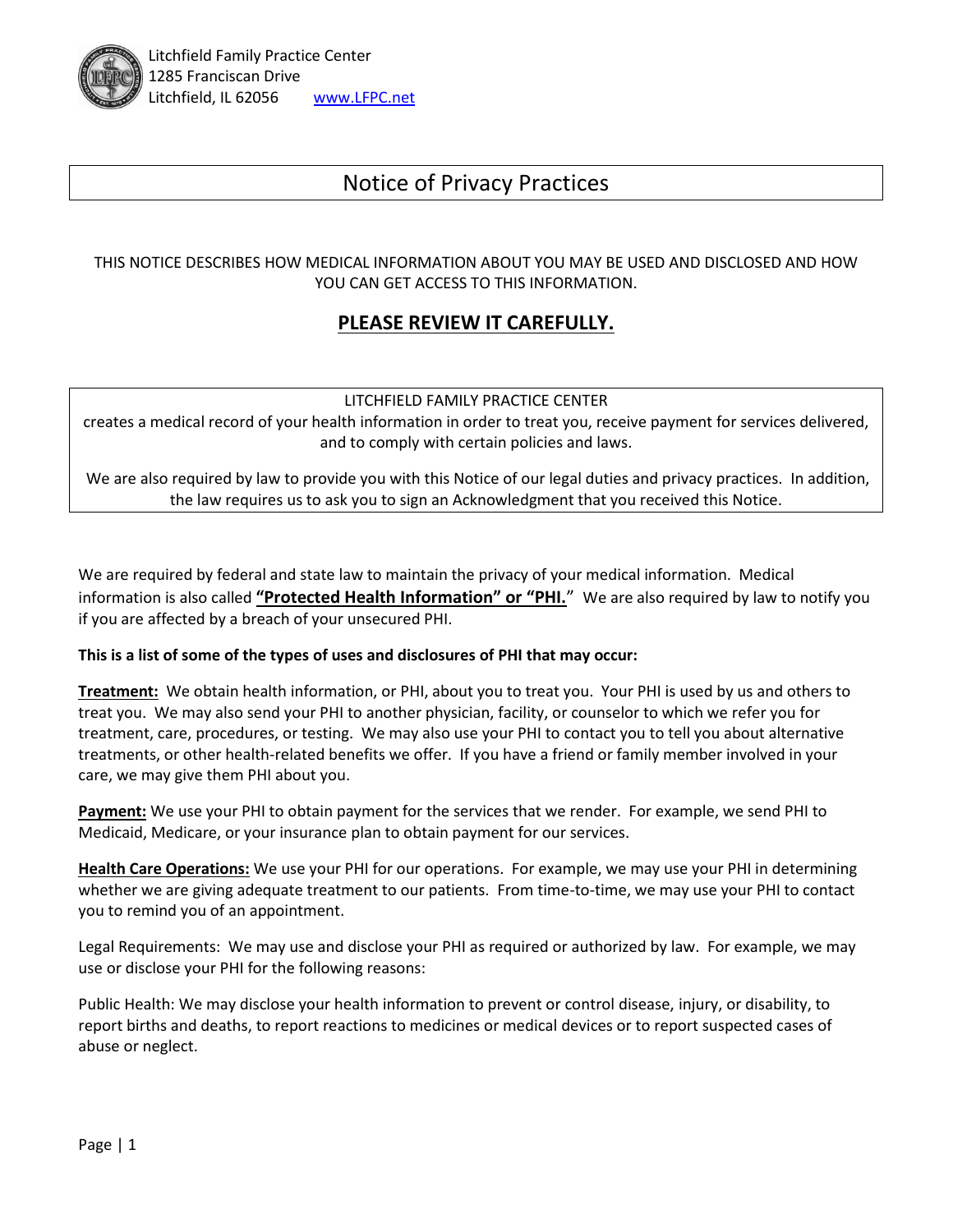Litchfield Family Practice Center
1285 Franciscan Drive
Litchfield, IL 62056 www.LFPC.net

# Notice of Privacy Practices

THIS NOTICE DESCRIBES HOW MEDICAL INFORMATION ABOUT YOU MAY BE USED AND DISCLOSED AND HOW YOU CAN GET ACCESS TO THIS INFORMATION.

## PLEASE REVIEW IT CAREFULLY.

LITCHFIELD FAMILY PRACTICE CENTER
creates a medical record of your health information in order to treat you, receive payment for services delivered, and to comply with certain policies and laws.

We are also required by law to provide you with this Notice of our legal duties and privacy practices. In addition, the law requires us to ask you to sign an Acknowledgment that you received this Notice.

We are required by federal and state law to maintain the privacy of your medical information. Medical information is also called **"Protected Health Information" or "PHI."** We are also required by law to notify you if you are affected by a breach of your unsecured PHI.

**This is a list of some of the types of uses and disclosures of PHI that may occur:**

**Treatment:** We obtain health information, or PHI, about you to treat you. Your PHI is used by us and others to treat you. We may also send your PHI to another physician, facility, or counselor to which we refer you for treatment, care, procedures, or testing. We may also use your PHI to contact you to tell you about alternative treatments, or other health-related benefits we offer. If you have a friend or family member involved in your care, we may give them PHI about you.

**Payment:** We use your PHI to obtain payment for the services that we render. For example, we send PHI to Medicaid, Medicare, or your insurance plan to obtain payment for our services.

**Health Care Operations:** We use your PHI for our operations. For example, we may use your PHI in determining whether we are giving adequate treatment to our patients. From time-to-time, we may use your PHI to contact you to remind you of an appointment.

Legal Requirements: We may use and disclose your PHI as required or authorized by law. For example, we may use or disclose your PHI for the following reasons:

Public Health: We may disclose your health information to prevent or control disease, injury, or disability, to report births and deaths, to report reactions to medicines or medical devices or to report suspected cases of abuse or neglect.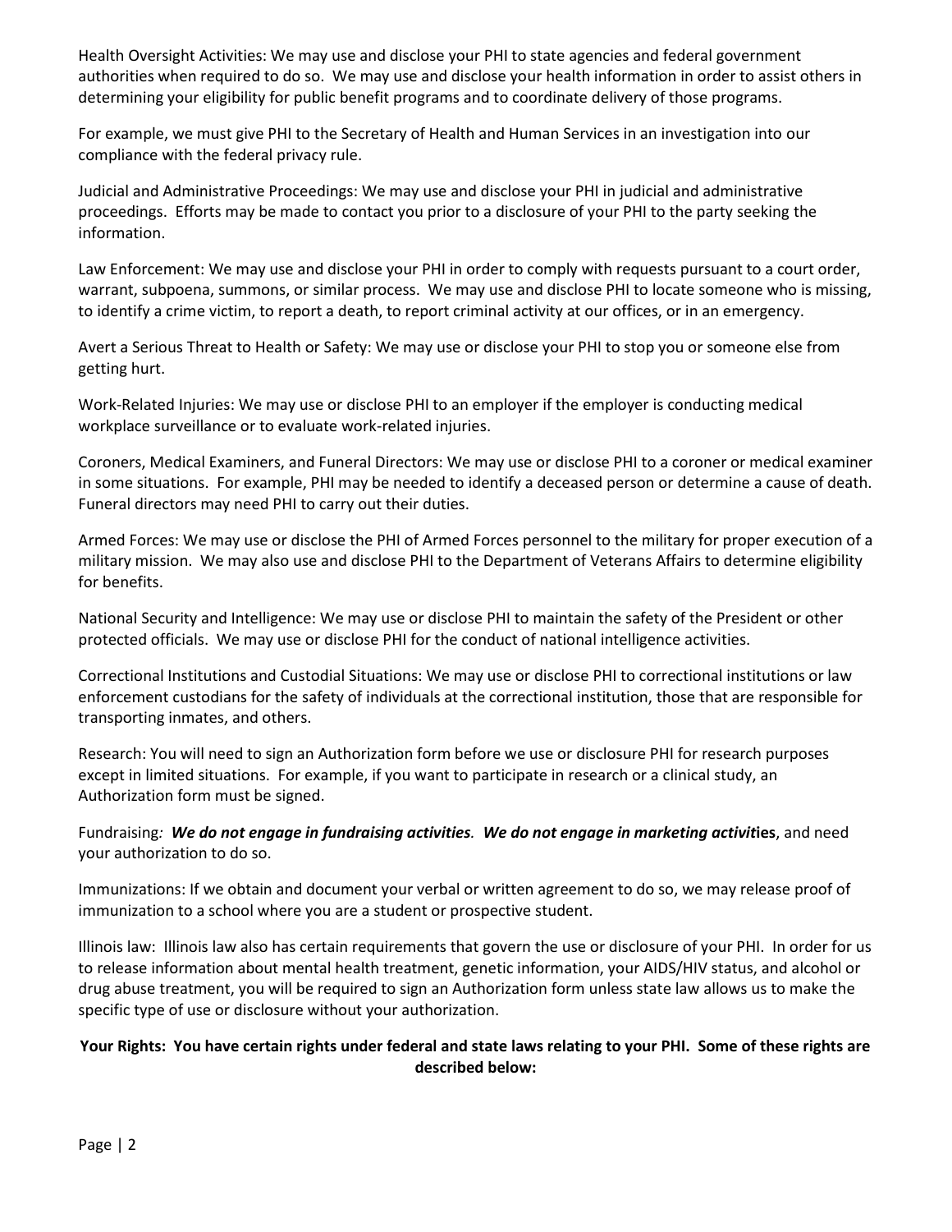Health Oversight Activities: We may use and disclose your PHI to state agencies and federal government authorities when required to do so. We may use and disclose your health information in order to assist others in determining your eligibility for public benefit programs and to coordinate delivery of those programs.

For example, we must give PHI to the Secretary of Health and Human Services in an investigation into our compliance with the federal privacy rule.

Judicial and Administrative Proceedings: We may use and disclose your PHI in judicial and administrative proceedings. Efforts may be made to contact you prior to a disclosure of your PHI to the party seeking the information.

Law Enforcement: We may use and disclose your PHI in order to comply with requests pursuant to a court order, warrant, subpoena, summons, or similar process. We may use and disclose PHI to locate someone who is missing, to identify a crime victim, to report a death, to report criminal activity at our offices, or in an emergency.

Avert a Serious Threat to Health or Safety: We may use or disclose your PHI to stop you or someone else from getting hurt.

Work-Related Injuries: We may use or disclose PHI to an employer if the employer is conducting medical workplace surveillance or to evaluate work-related injuries.

Coroners, Medical Examiners, and Funeral Directors: We may use or disclose PHI to a coroner or medical examiner in some situations. For example, PHI may be needed to identify a deceased person or determine a cause of death. Funeral directors may need PHI to carry out their duties.

Armed Forces: We may use or disclose the PHI of Armed Forces personnel to the military for proper execution of a military mission. We may also use and disclose PHI to the Department of Veterans Affairs to determine eligibility for benefits.

National Security and Intelligence: We may use or disclose PHI to maintain the safety of the President or other protected officials. We may use or disclose PHI for the conduct of national intelligence activities.

Correctional Institutions and Custodial Situations: We may use or disclose PHI to correctional institutions or law enforcement custodians for the safety of individuals at the correctional institution, those that are responsible for transporting inmates, and others.

Research: You will need to sign an Authorization form before we use or disclosure PHI for research purposes except in limited situations. For example, if you want to participate in research or a clinical study, an Authorization form must be signed.

Fundraising*:* ***We do not engage in fundraising activities*****.** ***We do not engage in marketing activit*****ies**, and need your authorization to do so.

Immunizations: If we obtain and document your verbal or written agreement to do so, we may release proof of immunization to a school where you are a student or prospective student.

Illinois law: Illinois law also has certain requirements that govern the use or disclosure of your PHI. In order for us to release information about mental health treatment, genetic information, your AIDS/HIV status, and alcohol or drug abuse treatment, you will be required to sign an Authorization form unless state law allows us to make the specific type of use or disclosure without your authorization.

**Your Rights: You have certain rights under federal and state laws relating to your PHI. Some of these rights are described below:**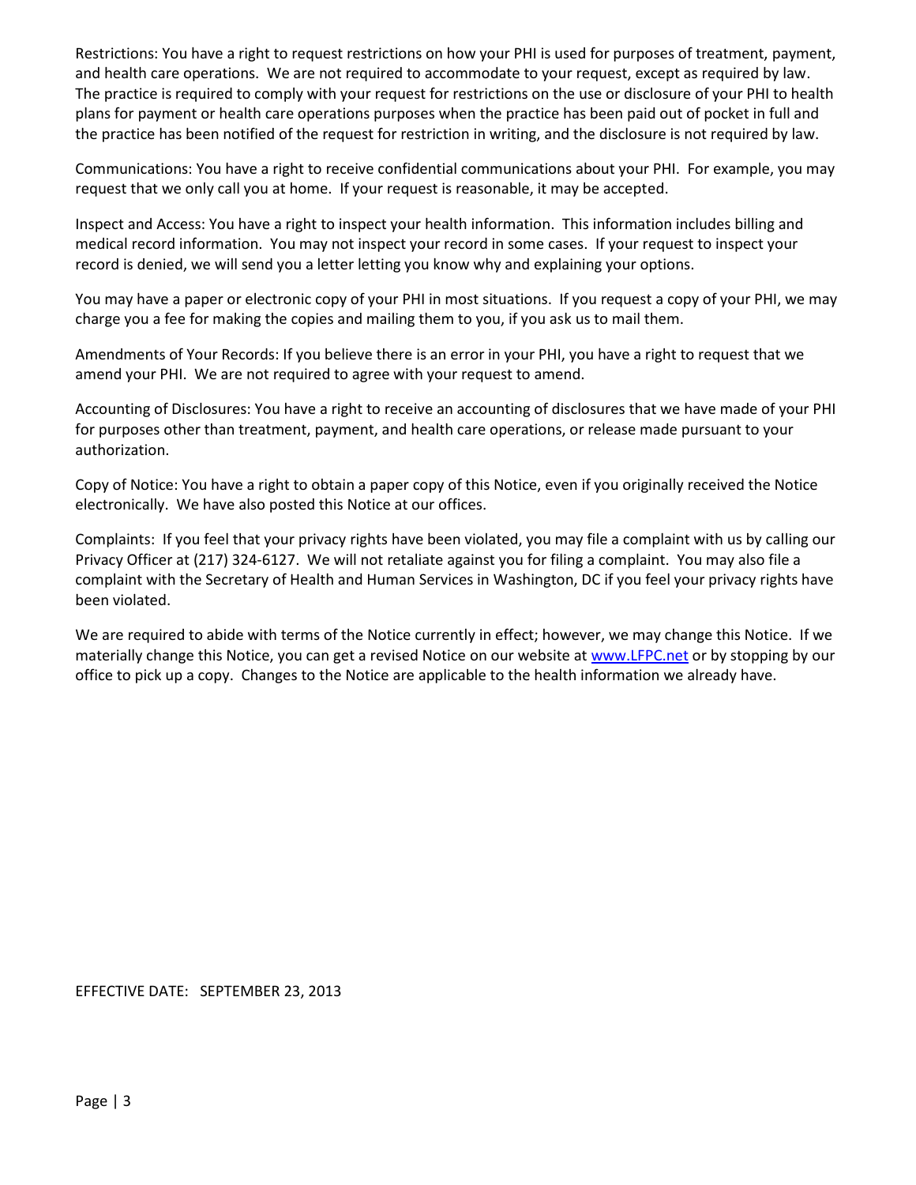Restrictions: You have a right to request restrictions on how your PHI is used for purposes of treatment, payment, and health care operations. We are not required to accommodate to your request, except as required by law. The practice is required to comply with your request for restrictions on the use or disclosure of your PHI to health plans for payment or health care operations purposes when the practice has been paid out of pocket in full and the practice has been notified of the request for restriction in writing, and the disclosure is not required by law.

Communications: You have a right to receive confidential communications about your PHI. For example, you may request that we only call you at home. If your request is reasonable, it may be accepted.

Inspect and Access: You have a right to inspect your health information. This information includes billing and medical record information. You may not inspect your record in some cases. If your request to inspect your record is denied, we will send you a letter letting you know why and explaining your options.

You may have a paper or electronic copy of your PHI in most situations. If you request a copy of your PHI, we may charge you a fee for making the copies and mailing them to you, if you ask us to mail them.

Amendments of Your Records: If you believe there is an error in your PHI, you have a right to request that we amend your PHI. We are not required to agree with your request to amend.

Accounting of Disclosures: You have a right to receive an accounting of disclosures that we have made of your PHI for purposes other than treatment, payment, and health care operations, or release made pursuant to your authorization.

Copy of Notice: You have a right to obtain a paper copy of this Notice, even if you originally received the Notice electronically. We have also posted this Notice at our offices.

Complaints: If you feel that your privacy rights have been violated, you may file a complaint with us by calling our Privacy Officer at (217) 324-6127. We will not retaliate against you for filing a complaint. You may also file a complaint with the Secretary of Health and Human Services in Washington, DC if you feel your privacy rights have been violated.

We are required to abide with terms of the Notice currently in effect; however, we may change this Notice. If we materially change this Notice, you can get a revised Notice on our website at [www.LFPC.net](http://www.LFPC.net) or by stopping by our office to pick up a copy. Changes to the Notice are applicable to the health information we already have.

EFFECTIVE DATE: SEPTEMBER 23, 2013